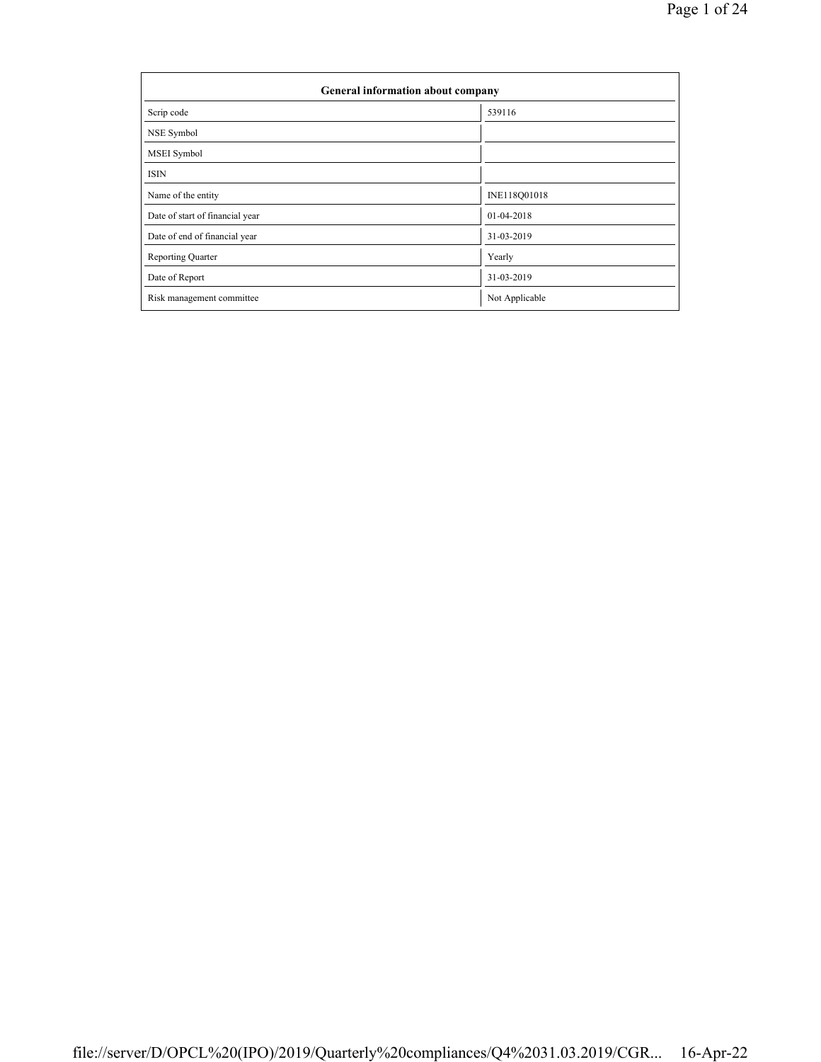| General information about company | |
|---|---|
| Scrip code | 539116 |
| NSE Symbol | |
| MSEI Symbol | |
| ISIN | |
| Name of the entity | INE118Q01018 |
| Date of start of financial year | 01-04-2018 |
| Date of end of financial year | 31-03-2019 |
| Reporting Quarter | Yearly |
| Date of Report | 31-03-2019 |
| Risk management committee | Not Applicable |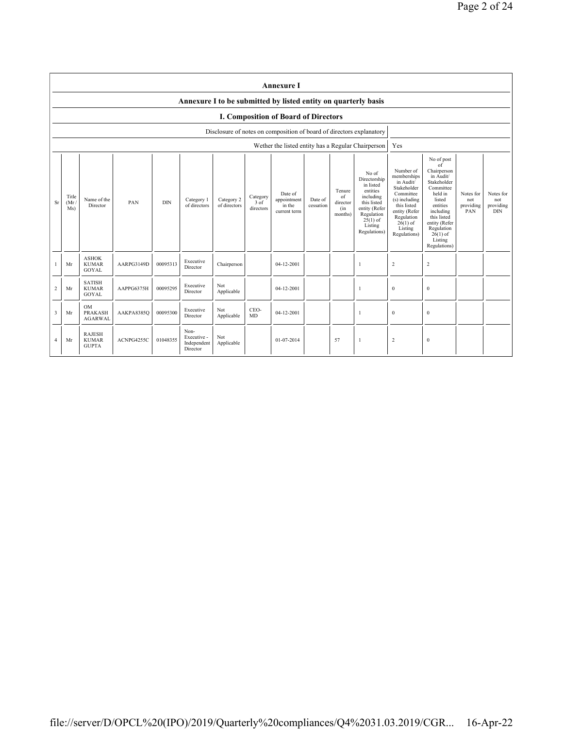## Annexure I

### Annexure I to be submitted by listed entity on quarterly basis

### I. Composition of Board of Directors

| Disclosure of notes on composition of board of directors explanatory | |
|---|---|
| Wether the listed entity has a Regular Chairperson | Yes |

| Sr | Title (Mr / Ms) | Name of the Director | PAN | DIN | Category 1 of directors | Category 2 of directors | Category 3 of directors | Date of appointment in the current term | Date of cessation | Tenure of director (in months) | No of Directorship in listed entities including this listed entity (Refer Regulation 25(1) of Listing Regulations) | Number of memberships in Audit/ Stakeholder Committee (s) including this listed entity (Refer Regulation 26(1) of Listing Regulations) | No of post of Chairperson in Audit/ Stakeholder Committee held in listed entities including this listed entity (Refer Regulation 26(1) of Listing Regulations) | Notes for not providing PAN | Notes for not providing DIN |
|---|---|---|---|---|---|---|---|---|---|---|---|---|---|---|---|
| 1 | Mr | ASHOK KUMAR GOYAL | AARPG3149D | 00095313 | Executive Director | Chairperson | | 04-12-2001 | | | 1 | 2 | 2 | | |
| 2 | Mr | SATISH KUMAR GOYAL | AAPPG6375H | 00095295 | Executive Director | Not Applicable | | 04-12-2001 | | | 1 | 0 | 0 | | |
| 3 | Mr | OM PRAKASH AGARWAL | AAKPA8385Q | 00095300 | Executive Director | Not Applicable | CEO-MD | 04-12-2001 | | | 1 | 0 | 0 | | |
| 4 | Mr | RAJESH KUMAR GUPTA | ACNPG4255C | 01048355 | Non-Executive - Independent Director | Not Applicable | | 01-07-2014 | | 57 | 1 | 2 | 0 | | |

file://server/D/OPCL%20(IPO)/2019/Quarterly%20compliances/Q4%2031.03.2019/CGR... 16-Apr-22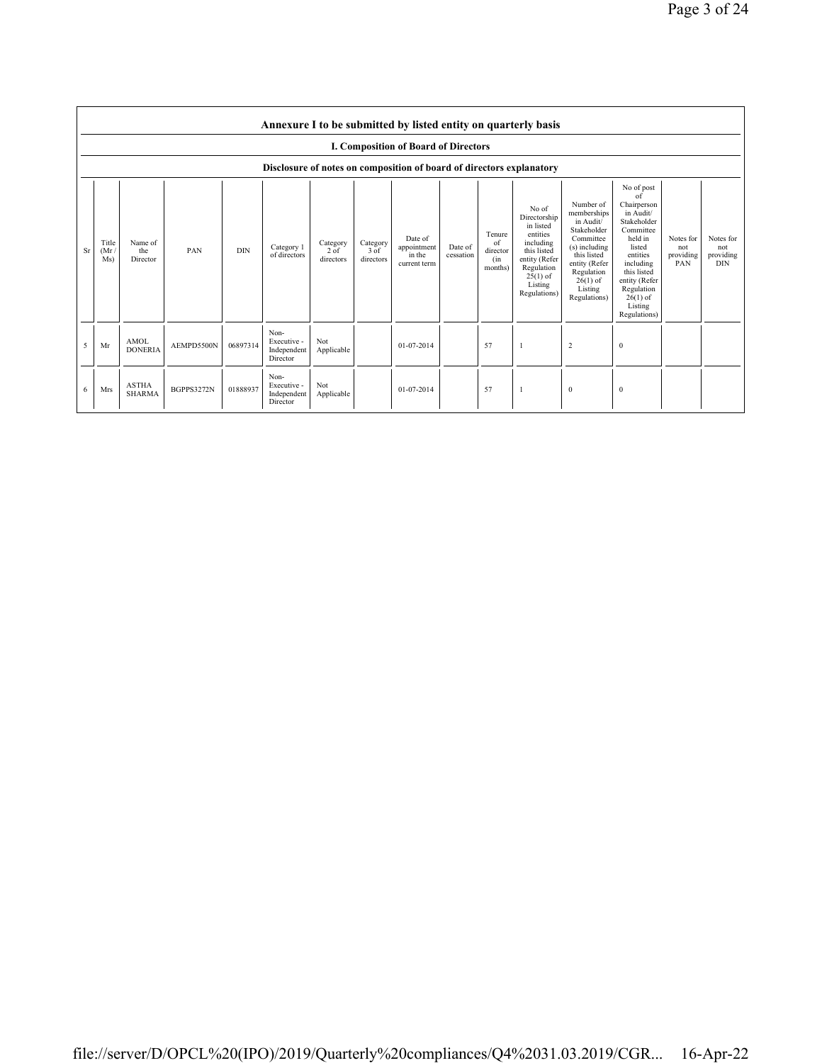| Annexure I to be submitted by listed entity on quarterly basis | | | | | | | | | | | | | | | | |
|---|---|---|---|---|---|---|---|---|---|---|---|---|---|---|---|---|
| I. Composition of Board of Directors | | | | | | | | | | | | | | | | |
| Disclosure of notes on composition of board of directors explanatory | | | | | | | | | | | | | | | | |
| Sr | Title (Mr / Ms) | Name of the Director | PAN | DIN | Category 1 of directors | Category 2 of directors | Category 3 of directors | Date of appointment in the current term | Date of cessation | Tenure of director (in months) | No of Directorship in listed entities including this listed entity (Refer Regulation 25(1) of Listing Regulations) | Number of memberships in Audit/ Stakeholder Committee (s) including this listed entity (Refer Regulation 26(1) of Listing Regulations) | No of post of Chairperson in Audit/ Stakeholder Committee held in listed entities including this listed entity (Refer Regulation 26(1) of Listing Regulations) | Notes for not providing PAN | Notes for not providing DIN |
| 5 | Mr | AMOL DONERIA | AEMPD5500N | 06897314 | Non-Executive - Independent Director | Not Applicable | | 01-07-2014 | | 57 | 1 | 2 | 0 | | |
| 6 | Mrs | ASTHA SHARMA | BGPPS3272N | 01888937 | Non-Executive - Independent Director | Not Applicable | | 01-07-2014 | | 57 | 1 | 0 | 0 | | |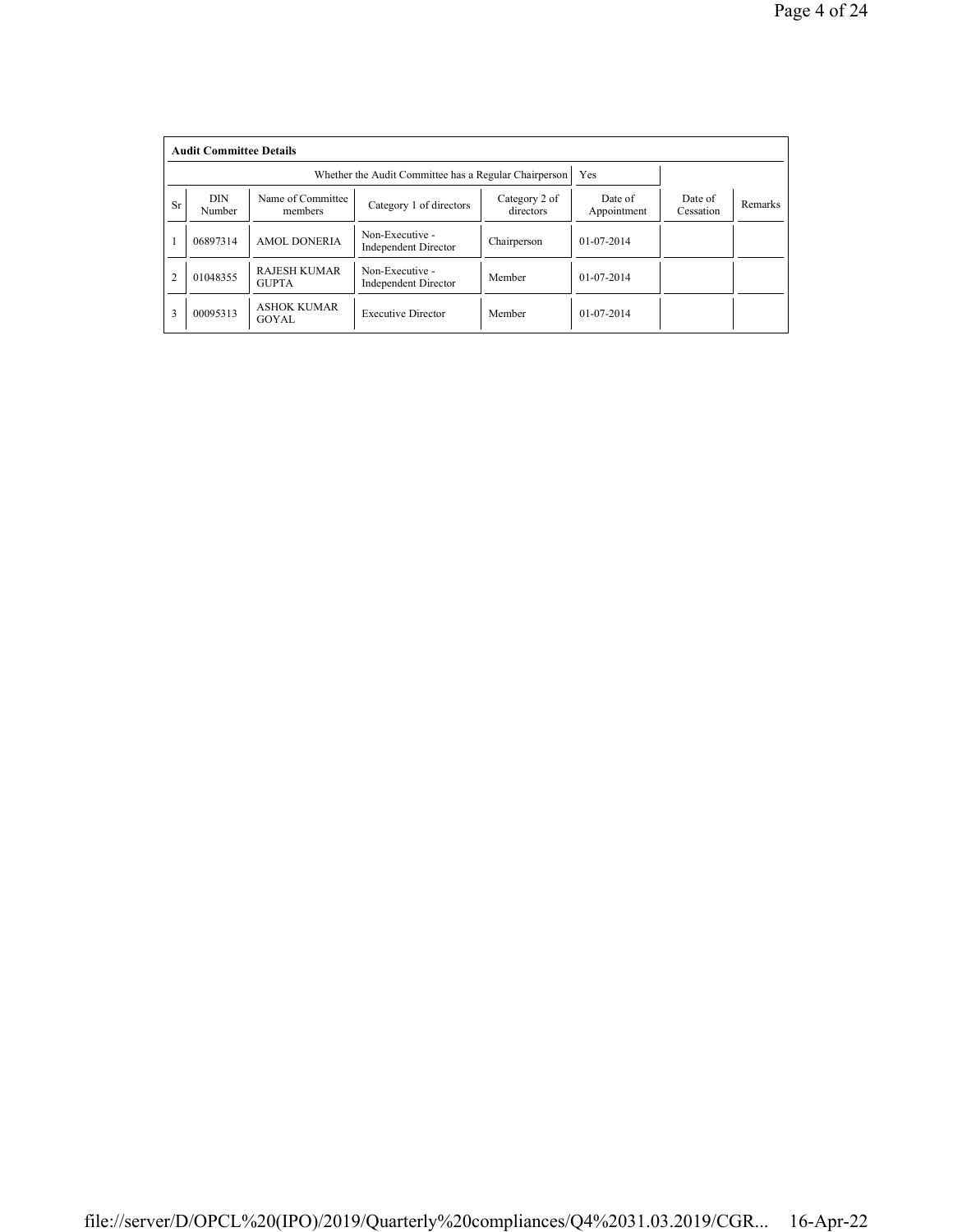**Audit Committee Details**

| | | | Whether the Audit Committee has a Regular Chairperson | | Yes | | |
|---|---|---|---|---|---|---|---|
| Sr | DIN Number | Name of Committee members | Category 1 of directors | Category 2 of directors | Date of Appointment | Date of Cessation | Remarks |
| 1 | 06897314 | AMOL DONERIA | Non-Executive - Independent Director | Chairperson | 01-07-2014 | | |
| 2 | 01048355 | RAJESH KUMAR GUPTA | Non-Executive - Independent Director | Member | 01-07-2014 | | |
| 3 | 00095313 | ASHOK KUMAR GOYAL | Executive Director | Member | 01-07-2014 | | |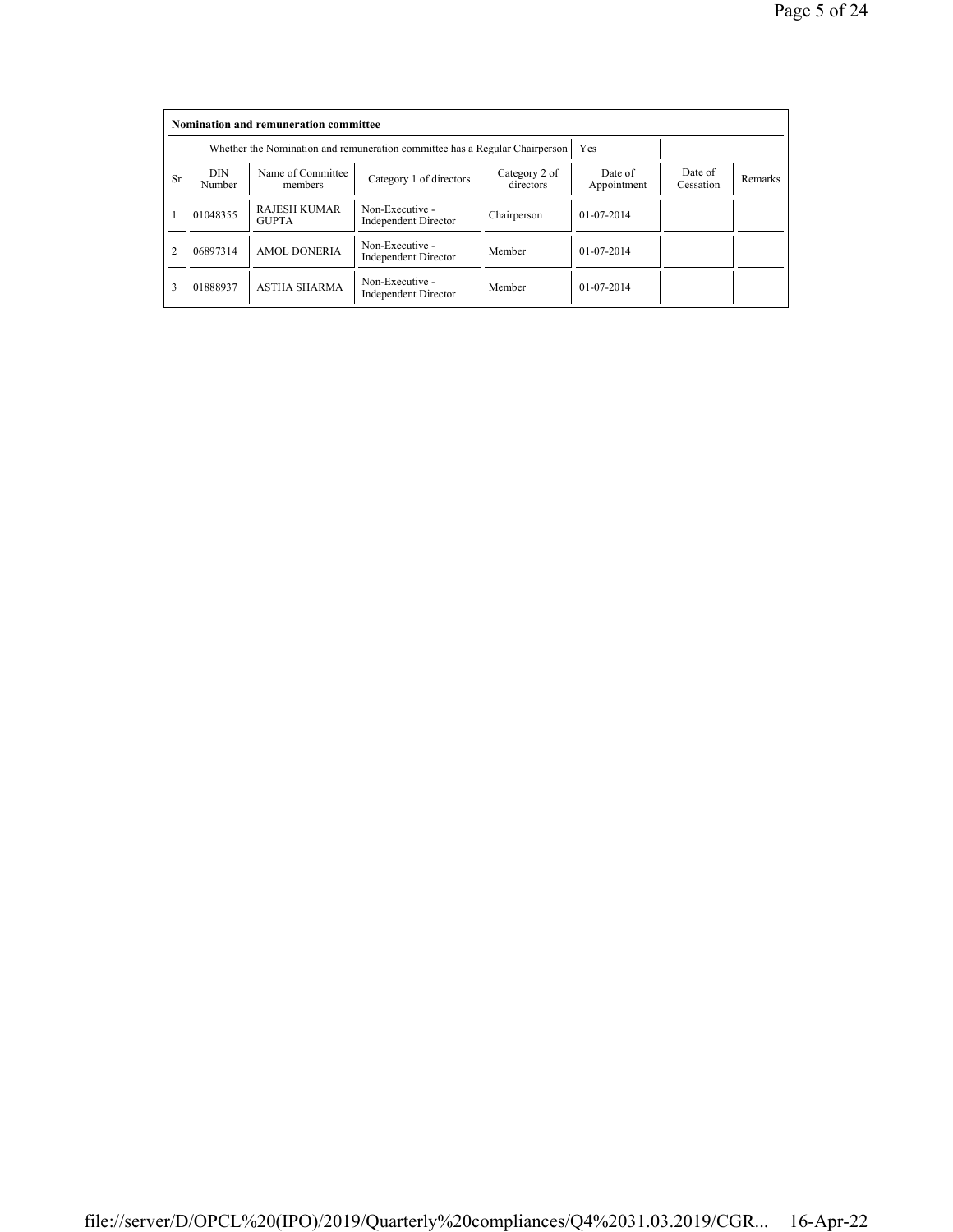| Nomination and remuneration committee | | | | | | | |
|---|---|---|---|---|---|---|---|
| Whether the Nomination and remuneration committee has a Regular Chairperson | | | | | Yes | | |
| Sr | DIN Number | Name of Committee members | Category 1 of directors | Category 2 of directors | Date of Appointment | Date of Cessation | Remarks |
| 1 | 01048355 | RAJESH KUMAR GUPTA | Non-Executive - Independent Director | Chairperson | 01-07-2014 | | |
| 2 | 06897314 | AMOL DONERIA | Non-Executive - Independent Director | Member | 01-07-2014 | | |
| 3 | 01888937 | ASTHA SHARMA | Non-Executive - Independent Director | Member | 01-07-2014 | | |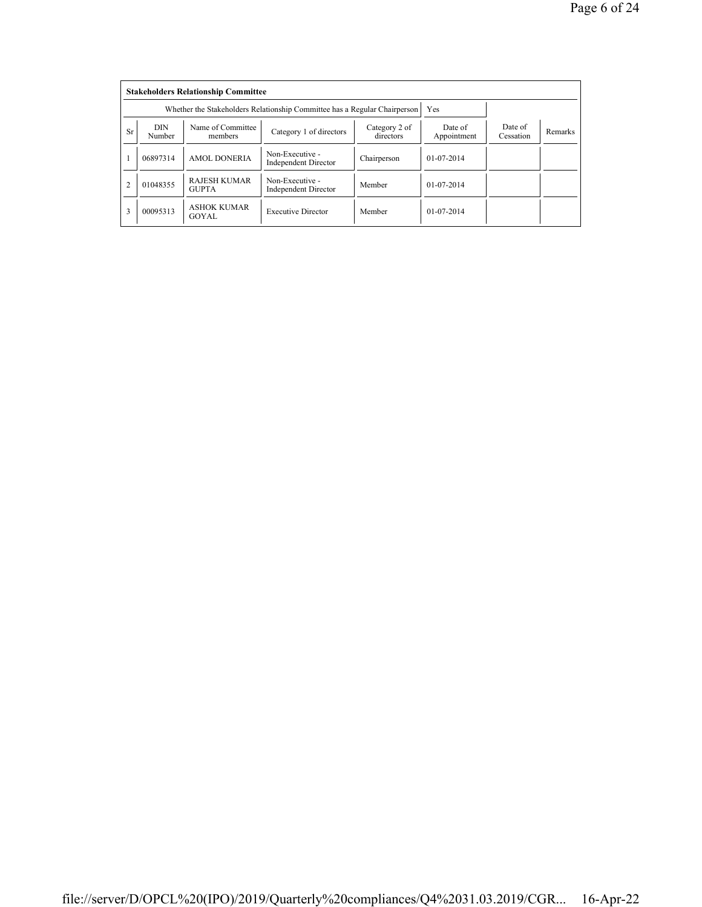**Stakeholders Relationship Committee**

| Whether the Stakeholders Relationship Committee has a Regular Chairperson | | | | | Yes | | |
|---|---|---|---|---|---|---|---|
| Sr | DIN Number | Name of Committee members | Category 1 of directors | Category 2 of directors | Date of Appointment | Date of Cessation | Remarks |
| 1 | 06897314 | AMOL DONERIA | Non-Executive - Independent Director | Chairperson | 01-07-2014 | | |
| 2 | 01048355 | RAJESH KUMAR GUPTA | Non-Executive - Independent Director | Member | 01-07-2014 | | |
| 3 | 00095313 | ASHOK KUMAR GOYAL | Executive Director | Member | 01-07-2014 | | |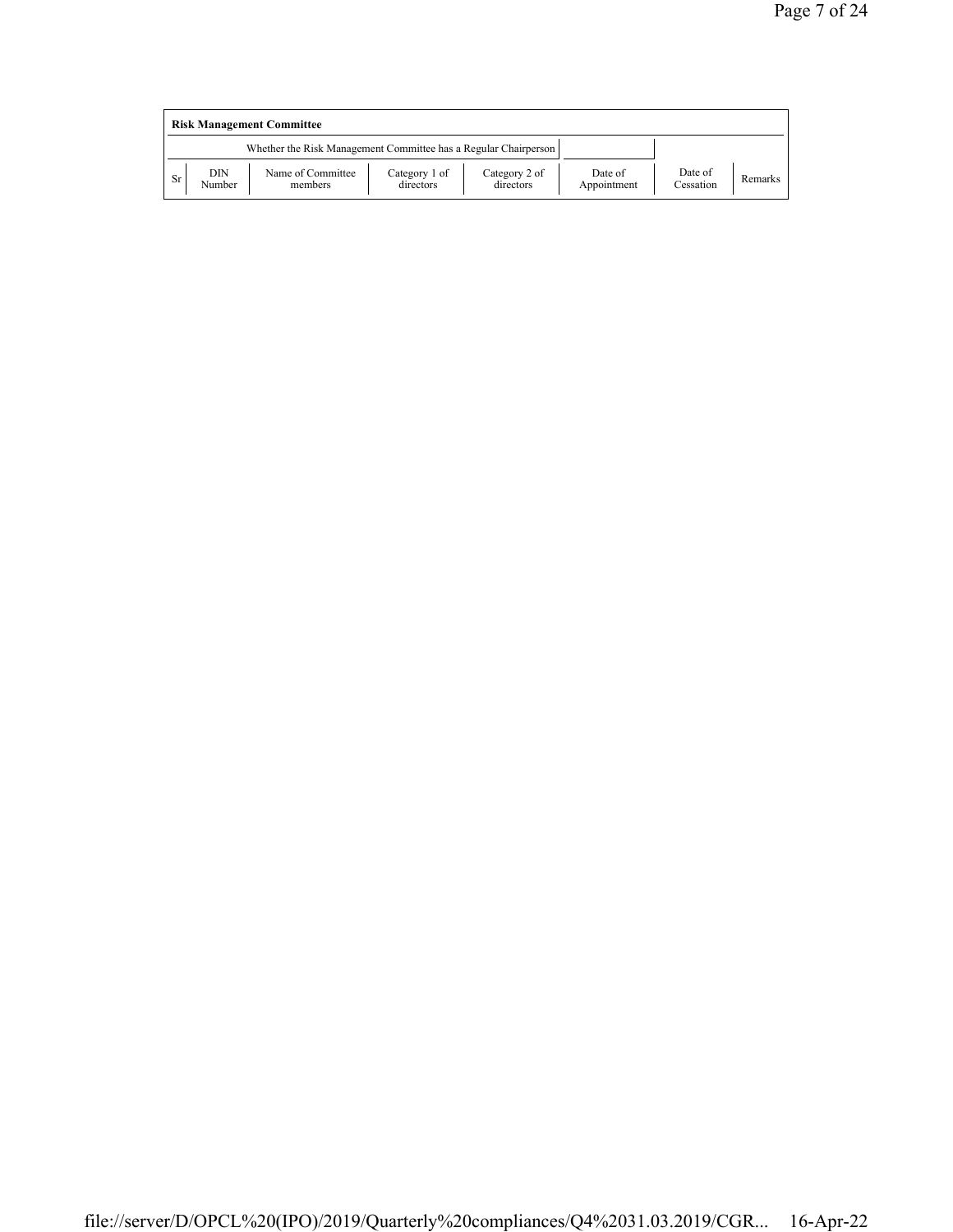**Risk Management Committee**

| Whether the Risk Management Committee has a Regular Chairperson | |
|---|---|

| Sr | DIN Number | Name of Committee members | Category 1 of directors | Category 2 of directors | Date of Appointment | Date of Cessation | Remarks |
|---|---|---|---|---|---|---|---|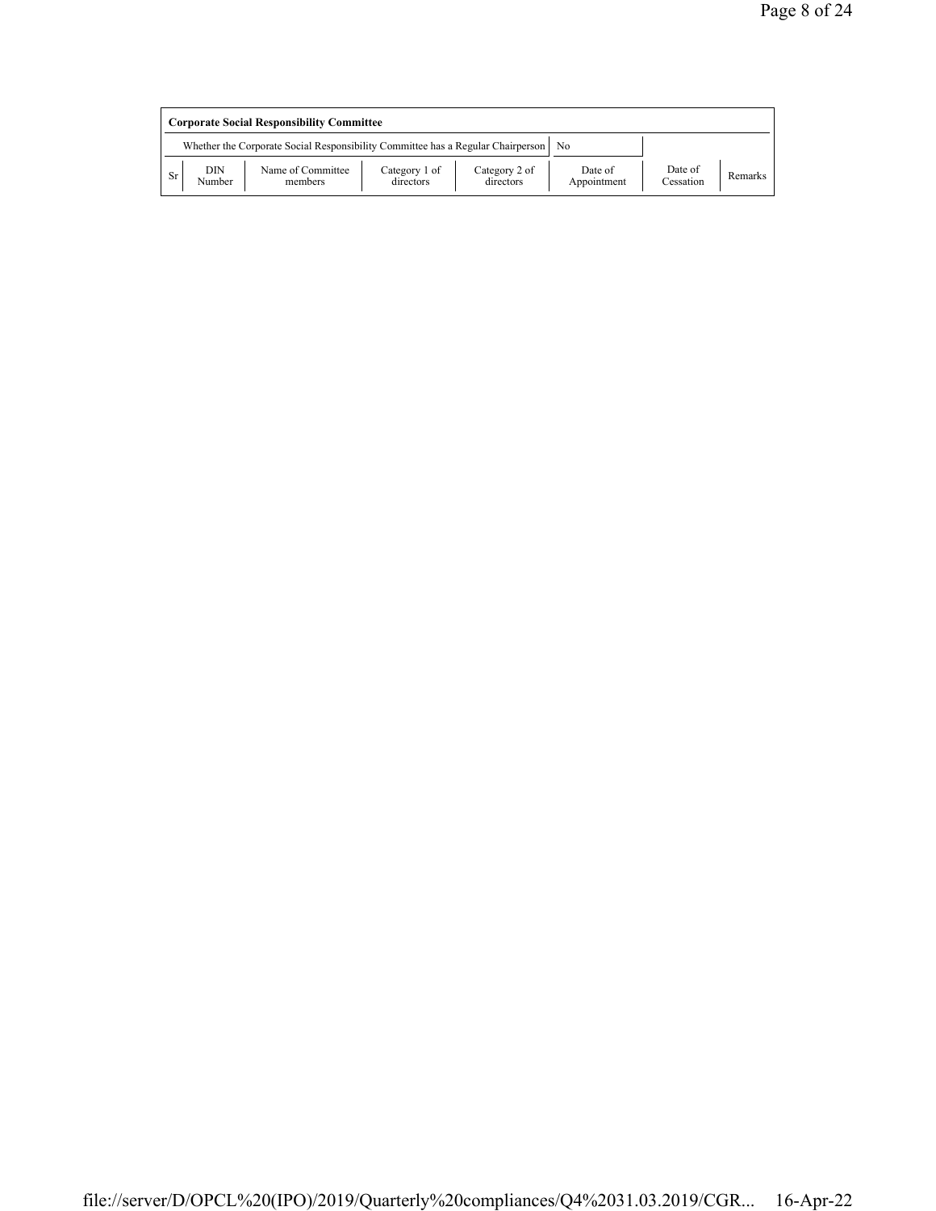**Corporate Social Responsibility Committee**

| Whether the Corporate Social Responsibility Committee has a Regular Chairperson | No |
|---|---|

| Sr | DIN Number | Name of Committee members | Category 1 of directors | Category 2 of directors | Date of Appointment | Date of Cessation | Remarks |
|---|---|---|---|---|---|---|---|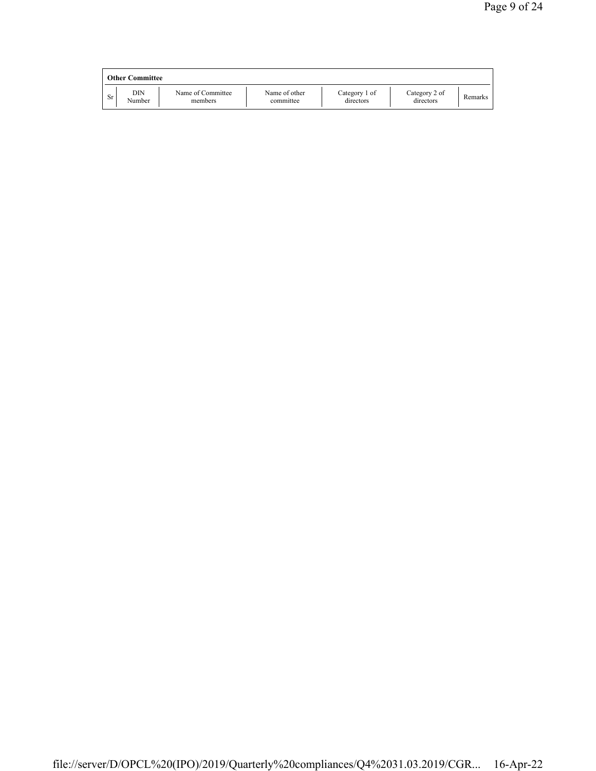**Other Committee**

| Sr | DIN Number | Name of Committee members | Name of other committee | Category 1 of directors | Category 2 of directors | Remarks |
|---|---|---|---|---|---|---|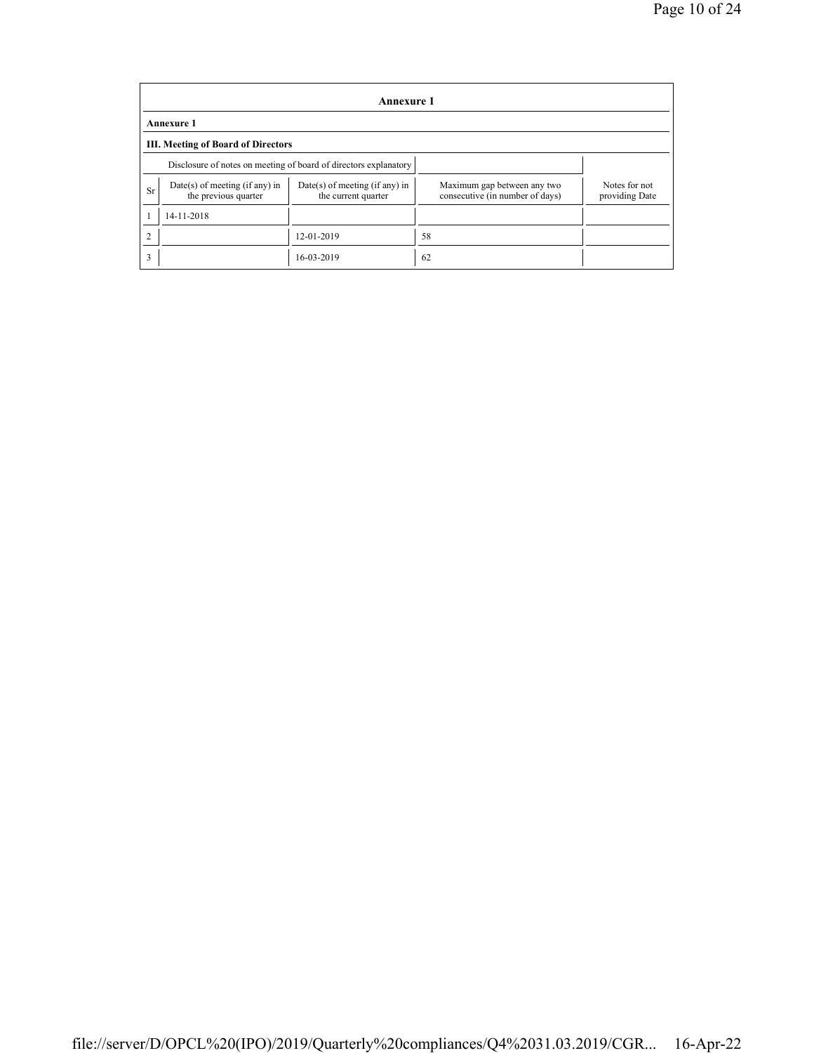## Annexure 1

### Annexure 1

### III. Meeting of Board of Directors

| Disclosure of notes on meeting of board of directors explanatory | | | | |
|---|---|---|---|---|
| **Sr** | **Date(s) of meeting (if any) in the previous quarter** | **Date(s) of meeting (if any) in the current quarter** | **Maximum gap between any two consecutive (in number of days)** | **Notes for not providing Date** |
| 1 | 14-11-2018 | | | |
| 2 | | 12-01-2019 | 58 | |
| 3 | | 16-03-2019 | 62 | |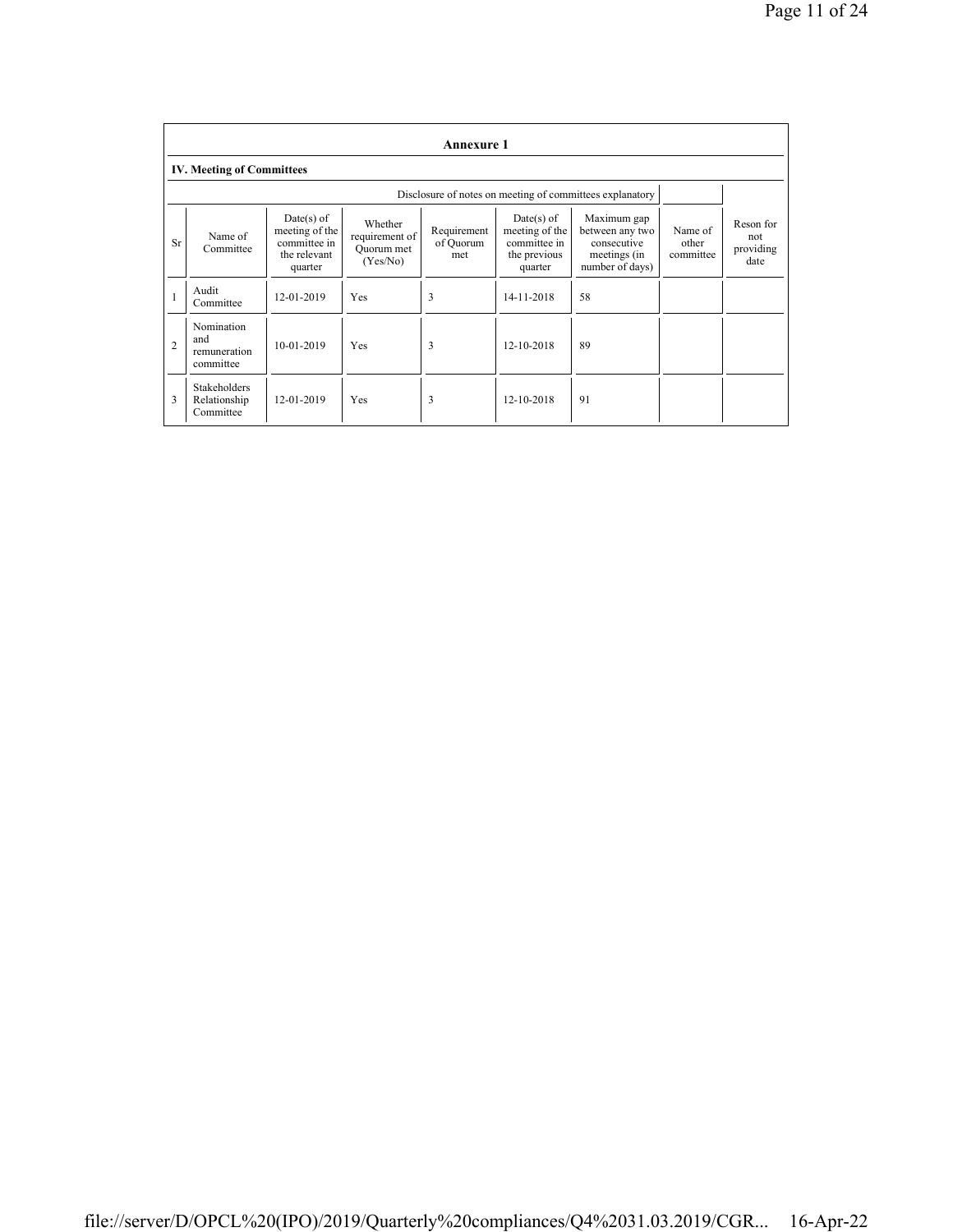## Annexure 1

### IV. Meeting of Committees

| | | | | | Disclosure of notes on meeting of committees explanatory | | | |
|---|---|---|---|---|---|---|---|---|
| Sr | Name of Committee | Date(s) of meeting of the committee in the relevant quarter | Whether requirement of Quorum met (Yes/No) | Requirement of Quorum met | Date(s) of meeting of the committee in the previous quarter | Maximum gap between any two consecutive meetings (in number of days) | Name of other committee | Reson for not providing date |
| 1 | Audit Committee | 12-01-2019 | Yes | 3 | 14-11-2018 | 58 | | |
| 2 | Nomination and remuneration committee | 10-01-2019 | Yes | 3 | 12-10-2018 | 89 | | |
| 3 | Stakeholders Relationship Committee | 12-01-2019 | Yes | 3 | 12-10-2018 | 91 | | |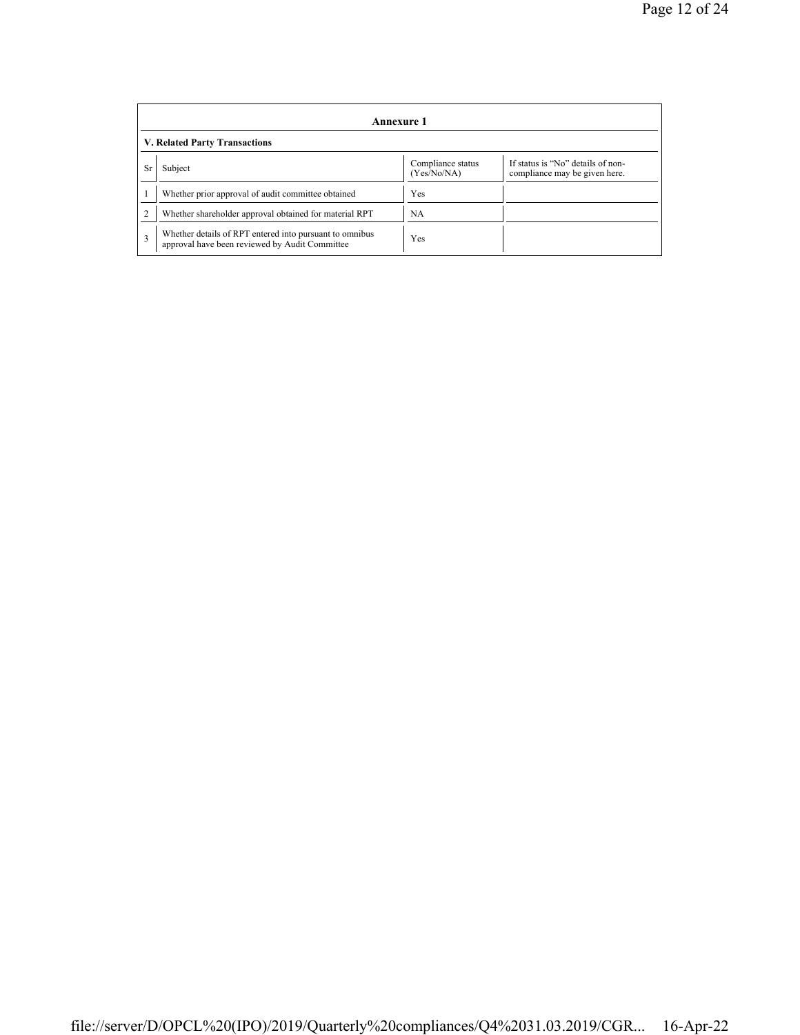## Annexure 1

### V. Related Party Transactions

| Sr | Subject | Compliance status (Yes/No/NA) | If status is "No" details of non-compliance may be given here. |
|---|---|---|---|
| 1 | Whether prior approval of audit committee obtained | Yes | |
| 2 | Whether shareholder approval obtained for material RPT | NA | |
| 3 | Whether details of RPT entered into pursuant to omnibus approval have been reviewed by Audit Committee | Yes | |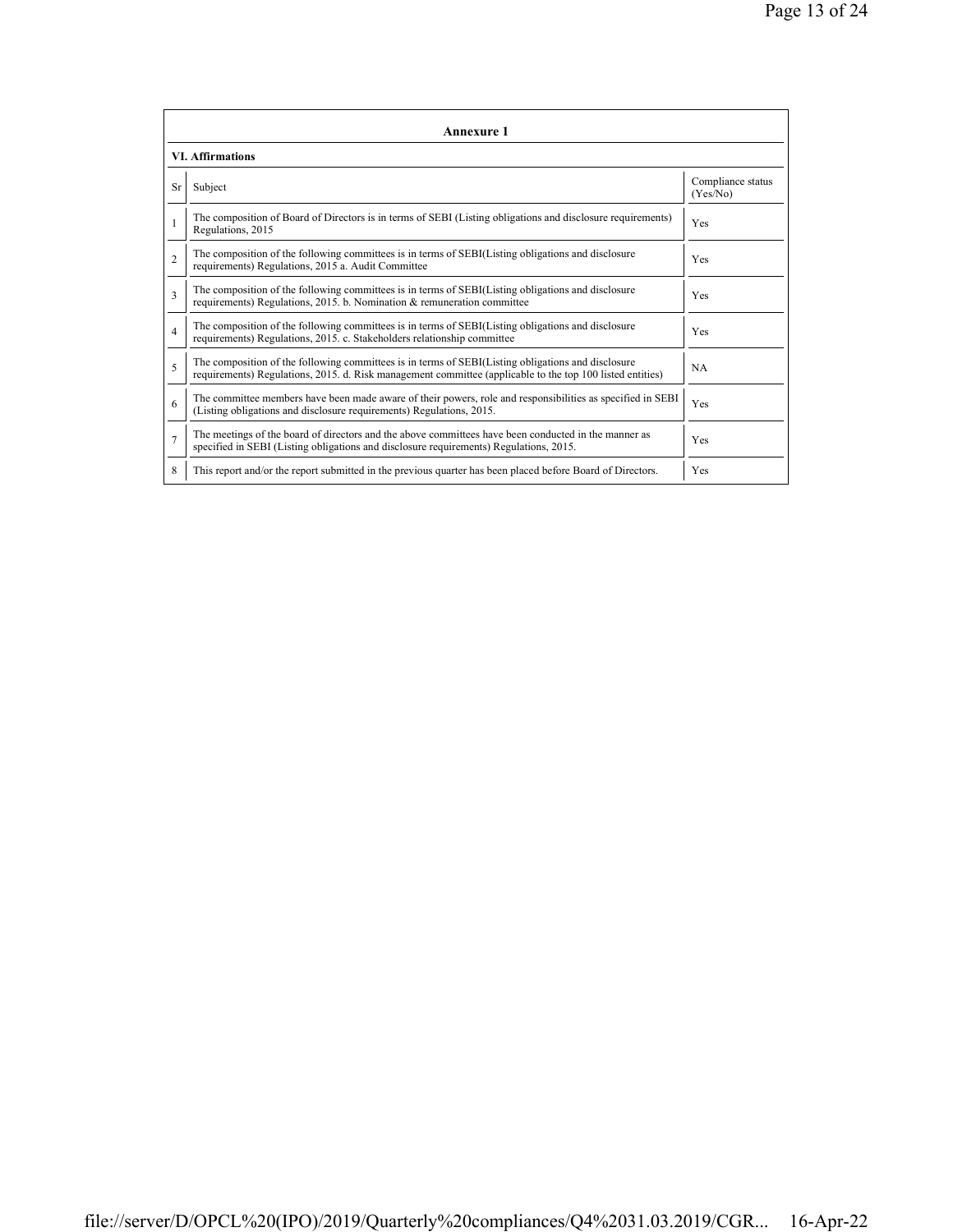## Annexure 1

### VI. Affirmations

| Sr | Subject | Compliance status (Yes/No) |
|---|---|---|
| 1 | The composition of Board of Directors is in terms of SEBI (Listing obligations and disclosure requirements) Regulations, 2015 | Yes |
| 2 | The composition of the following committees is in terms of SEBI(Listing obligations and disclosure requirements) Regulations, 2015 a. Audit Committee | Yes |
| 3 | The composition of the following committees is in terms of SEBI(Listing obligations and disclosure requirements) Regulations, 2015. b. Nomination & remuneration committee | Yes |
| 4 | The composition of the following committees is in terms of SEBI(Listing obligations and disclosure requirements) Regulations, 2015. c. Stakeholders relationship committee | Yes |
| 5 | The composition of the following committees is in terms of SEBI(Listing obligations and disclosure requirements) Regulations, 2015. d. Risk management committee (applicable to the top 100 listed entities) | NA |
| 6 | The committee members have been made aware of their powers, role and responsibilities as specified in SEBI (Listing obligations and disclosure requirements) Regulations, 2015. | Yes |
| 7 | The meetings of the board of directors and the above committees have been conducted in the manner as specified in SEBI (Listing obligations and disclosure requirements) Regulations, 2015. | Yes |
| 8 | This report and/or the report submitted in the previous quarter has been placed before Board of Directors. | Yes |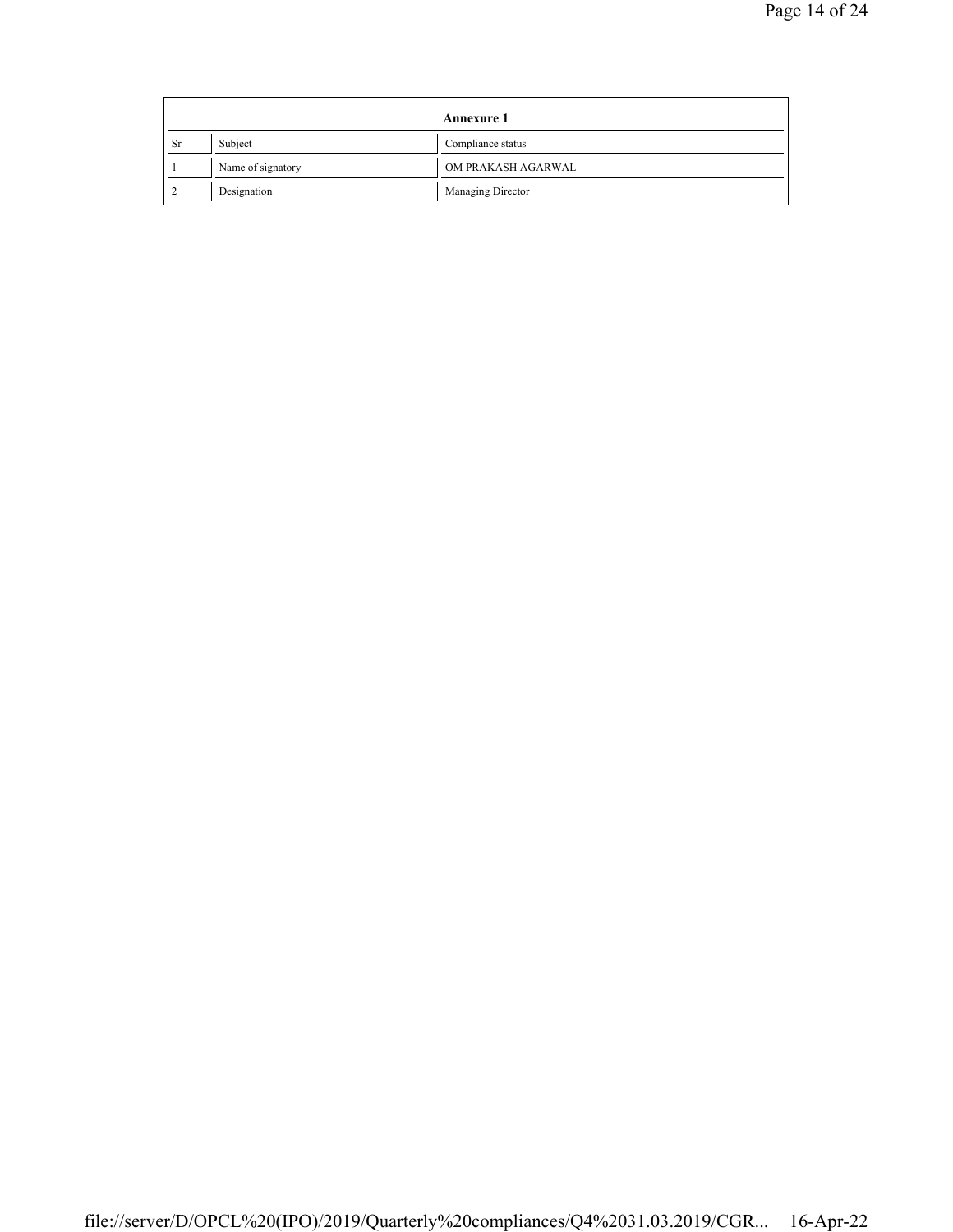| Annexure 1 | | |
|---|---|---|
| Sr | Subject | Compliance status |
| 1 | Name of signatory | OM PRAKASH AGARWAL |
| 2 | Designation | Managing Director |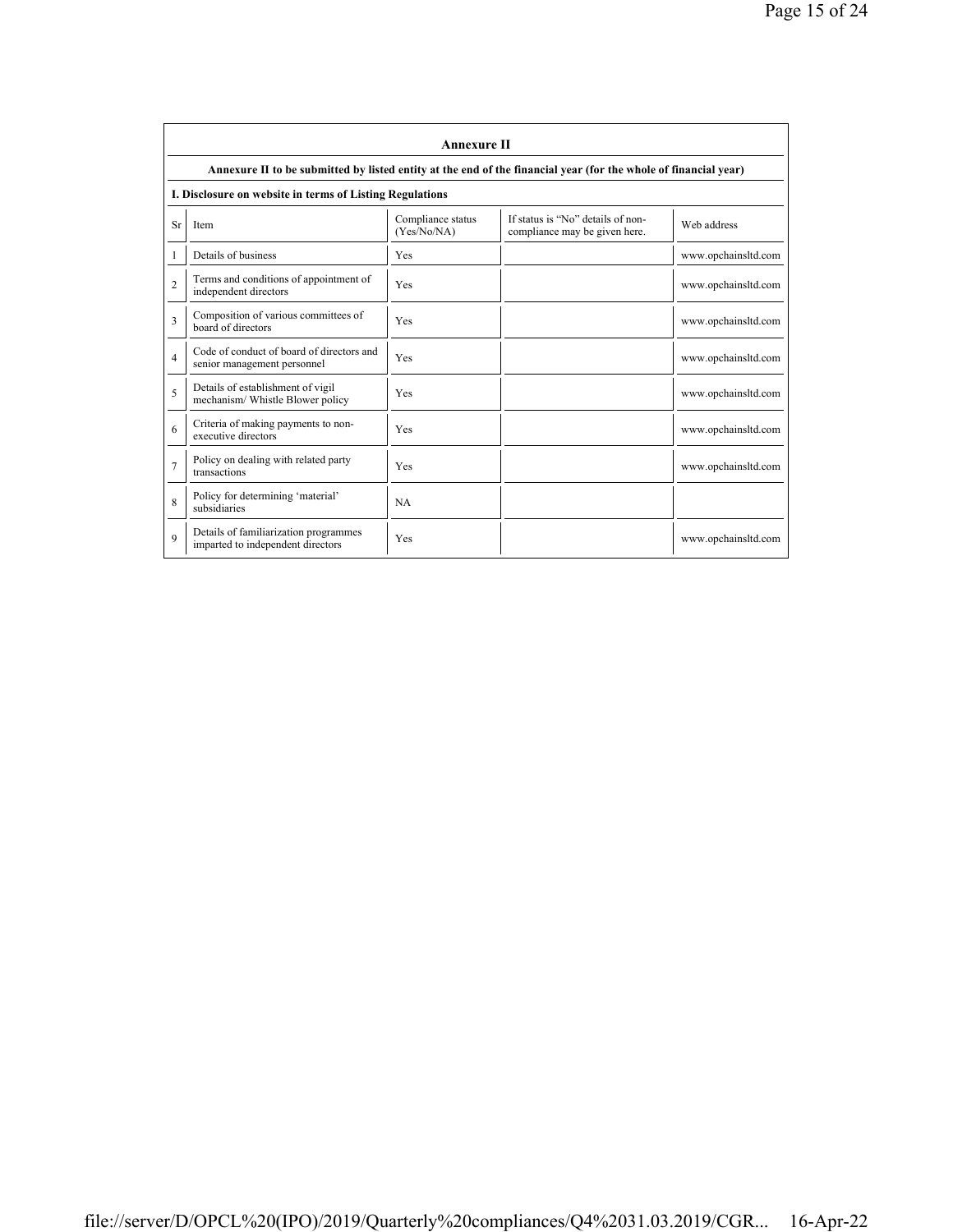## Annexure II

**Annexure II to be submitted by listed entity at the end of the financial year (for the whole of financial year)**

**I. Disclosure on website in terms of Listing Regulations**

| Sr | Item | Compliance status (Yes/No/NA) | If status is "No" details of non-compliance may be given here. | Web address |
|---|---|---|---|---|
| 1 | Details of business | Yes | | www.opchainsltd.com |
| 2 | Terms and conditions of appointment of independent directors | Yes | | www.opchainsltd.com |
| 3 | Composition of various committees of board of directors | Yes | | www.opchainsltd.com |
| 4 | Code of conduct of board of directors and senior management personnel | Yes | | www.opchainsltd.com |
| 5 | Details of establishment of vigil mechanism/ Whistle Blower policy | Yes | | www.opchainsltd.com |
| 6 | Criteria of making payments to non-executive directors | Yes | | www.opchainsltd.com |
| 7 | Policy on dealing with related party transactions | Yes | | www.opchainsltd.com |
| 8 | Policy for determining 'material' subsidiaries | NA | | |
| 9 | Details of familiarization programmes imparted to independent directors | Yes | | www.opchainsltd.com |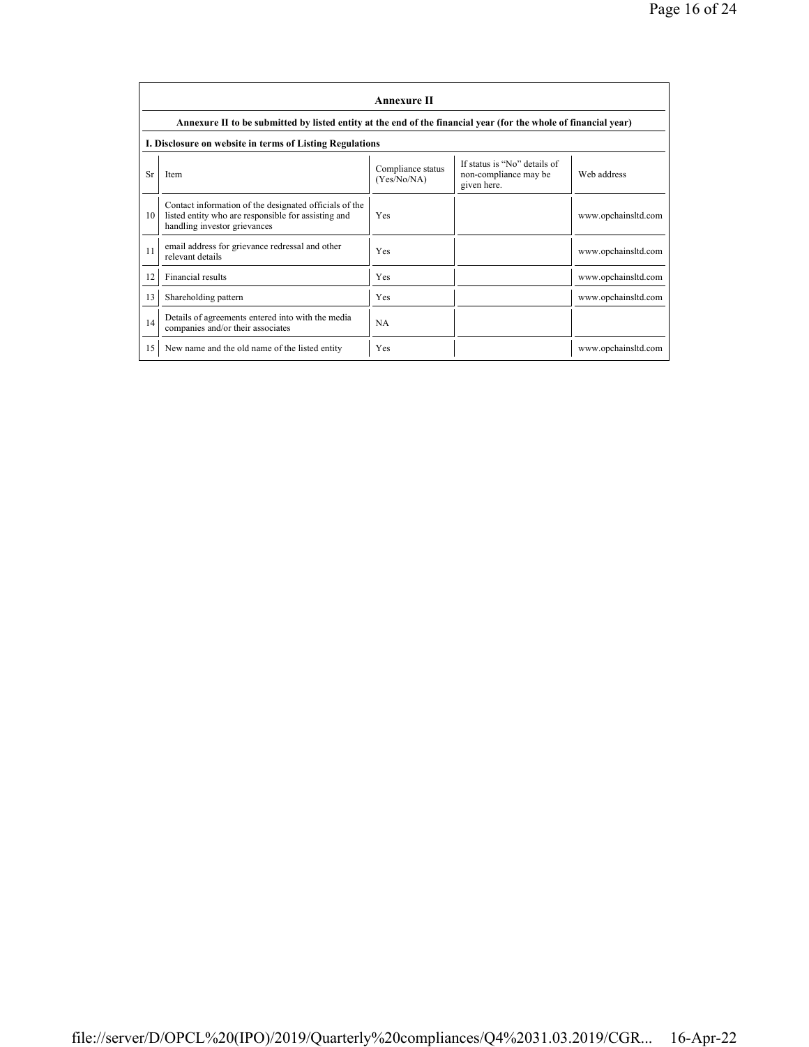## Annexure II

**Annexure II to be submitted by listed entity at the end of the financial year (for the whole of financial year)**

**I. Disclosure on website in terms of Listing Regulations**

| Sr | Item | Compliance status (Yes/No/NA) | If status is "No" details of non-compliance may be given here. | Web address |
|---|---|---|---|---|
| 10 | Contact information of the designated officials of the listed entity who are responsible for assisting and handling investor grievances | Yes | | www.opchainsltd.com |
| 11 | email address for grievance redressal and other relevant details | Yes | | www.opchainsltd.com |
| 12 | Financial results | Yes | | www.opchainsltd.com |
| 13 | Shareholding pattern | Yes | | www.opchainsltd.com |
| 14 | Details of agreements entered into with the media companies and/or their associates | NA | | |
| 15 | New name and the old name of the listed entity | Yes | | www.opchainsltd.com |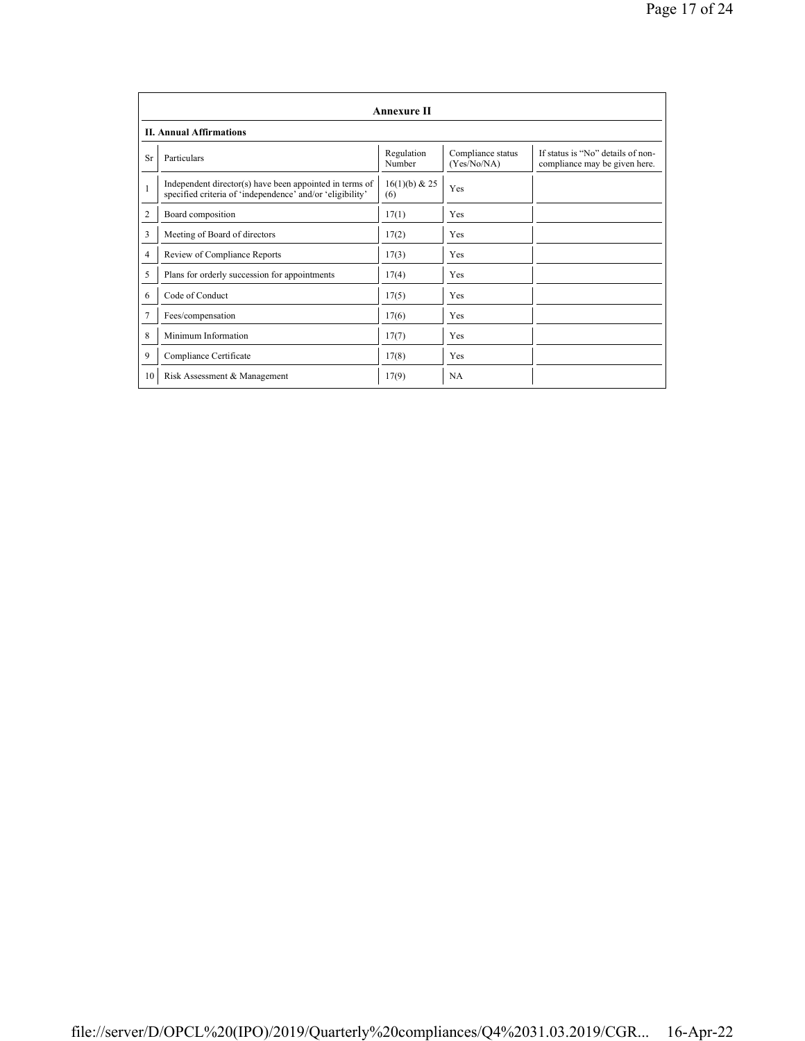## Annexure II

### II. Annual Affirmations

| Sr | Particulars | Regulation Number | Compliance status (Yes/No/NA) | If status is "No" details of non-compliance may be given here. |
|---|---|---|---|---|
| 1 | Independent director(s) have been appointed in terms of specified criteria of 'independence' and/or 'eligibility' | 16(1)(b) & 25 (6) | Yes | |
| 2 | Board composition | 17(1) | Yes | |
| 3 | Meeting of Board of directors | 17(2) | Yes | |
| 4 | Review of Compliance Reports | 17(3) | Yes | |
| 5 | Plans for orderly succession for appointments | 17(4) | Yes | |
| 6 | Code of Conduct | 17(5) | Yes | |
| 7 | Fees/compensation | 17(6) | Yes | |
| 8 | Minimum Information | 17(7) | Yes | |
| 9 | Compliance Certificate | 17(8) | Yes | |
| 10 | Risk Assessment & Management | 17(9) | NA | |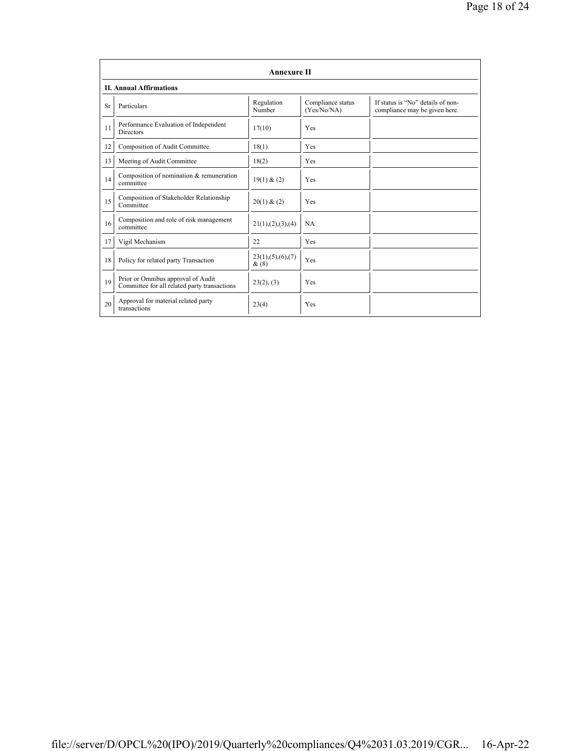## Annexure II

### II. Annual Affirmations

| Sr | Particulars | Regulation Number | Compliance status (Yes/No/NA) | If status is "No" details of non-compliance may be given here. |
|---|---|---|---|---|
| 11 | Performance Evaluation of Independent Directors | 17(10) | Yes | |
| 12 | Composition of Audit Committee | 18(1) | Yes | |
| 13 | Meeting of Audit Committee | 18(2) | Yes | |
| 14 | Composition of nomination & remuneration committee | 19(1) & (2) | Yes | |
| 15 | Composition of Stakeholder Relationship Committee | 20(1) & (2) | Yes | |
| 16 | Composition and role of risk management committee | 21(1),(2),(3),(4) | NA | |
| 17 | Vigil Mechanism | 22 | Yes | |
| 18 | Policy for related party Transaction | 23(1),(5),(6),(7) & (8) | Yes | |
| 19 | Prior or Omnibus approval of Audit Committee for all related party transactions | 23(2), (3) | Yes | |
| 20 | Approval for material related party transactions | 23(4) | Yes | |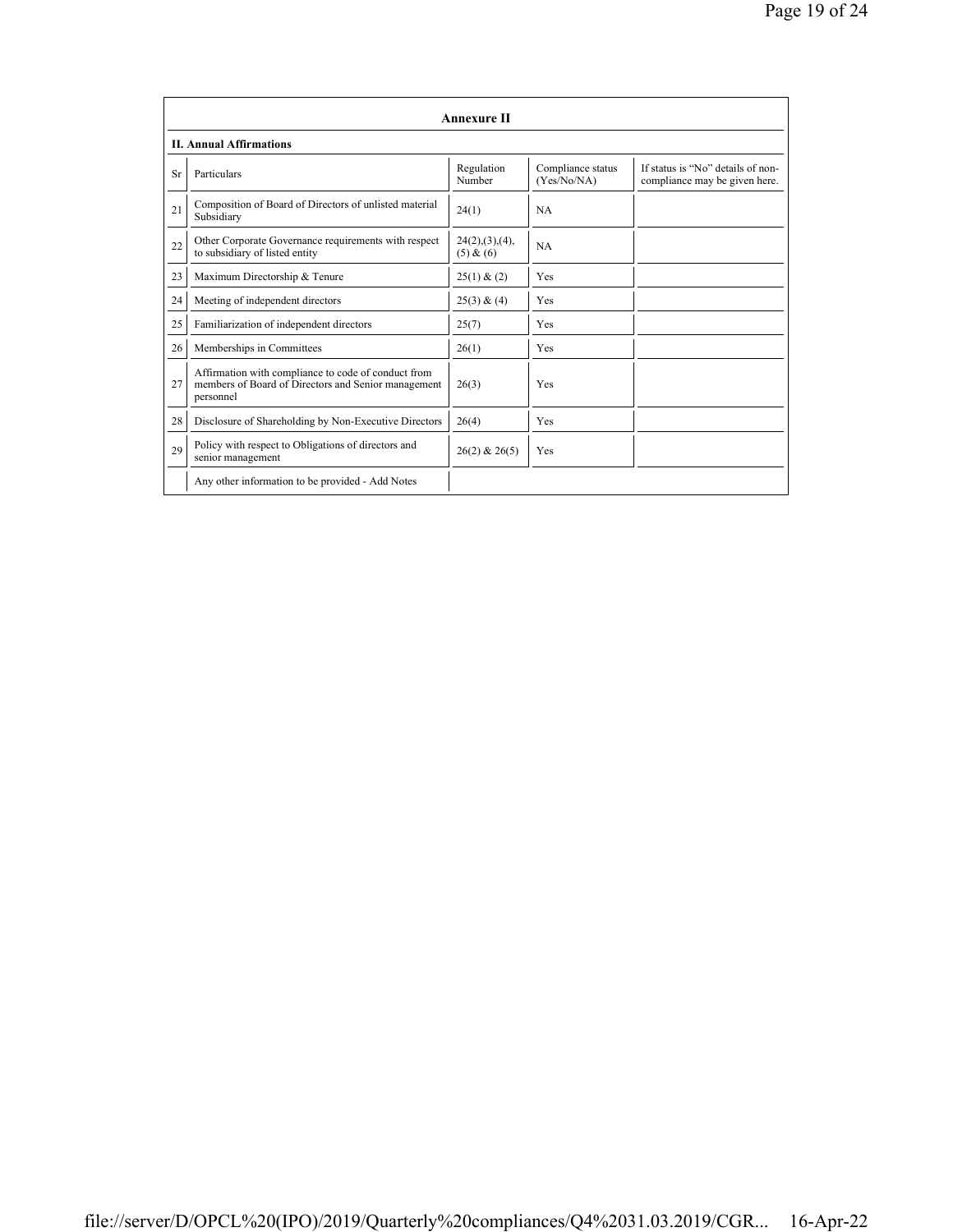## Annexure II

### II. Annual Affirmations

| Sr | Particulars | Regulation Number | Compliance status (Yes/No/NA) | If status is "No" details of non-compliance may be given here. |
|---|---|---|---|---|
| 21 | Composition of Board of Directors of unlisted material Subsidiary | 24(1) | NA | |
| 22 | Other Corporate Governance requirements with respect to subsidiary of listed entity | 24(2),(3),(4),(5) & (6) | NA | |
| 23 | Maximum Directorship & Tenure | 25(1) & (2) | Yes | |
| 24 | Meeting of independent directors | 25(3) & (4) | Yes | |
| 25 | Familiarization of independent directors | 25(7) | Yes | |
| 26 | Memberships in Committees | 26(1) | Yes | |
| 27 | Affirmation with compliance to code of conduct from members of Board of Directors and Senior management personnel | 26(3) | Yes | |
| 28 | Disclosure of Shareholding by Non-Executive Directors | 26(4) | Yes | |
| 29 | Policy with respect to Obligations of directors and senior management | 26(2) & 26(5) | Yes | |
| | Any other information to be provided - Add Notes | | | |

file://server/D/OPCL%20(IPO)/2019/Quarterly%20compliances/Q4%2031.03.2019/CGR... 16-Apr-22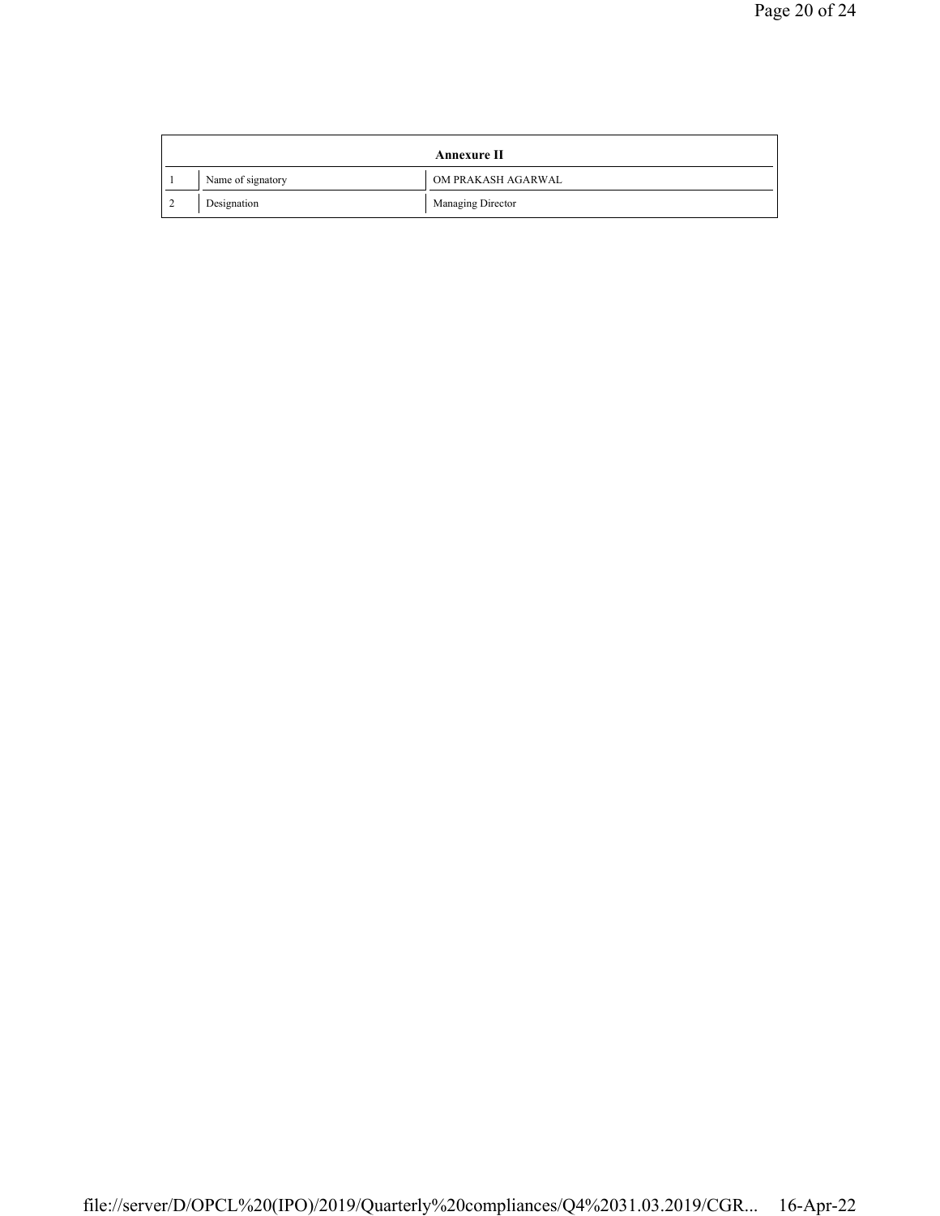| Annexure II | | |
|---|---|---|
| 1 | Name of signatory | OM PRAKASH AGARWAL |
| 2 | Designation | Managing Director |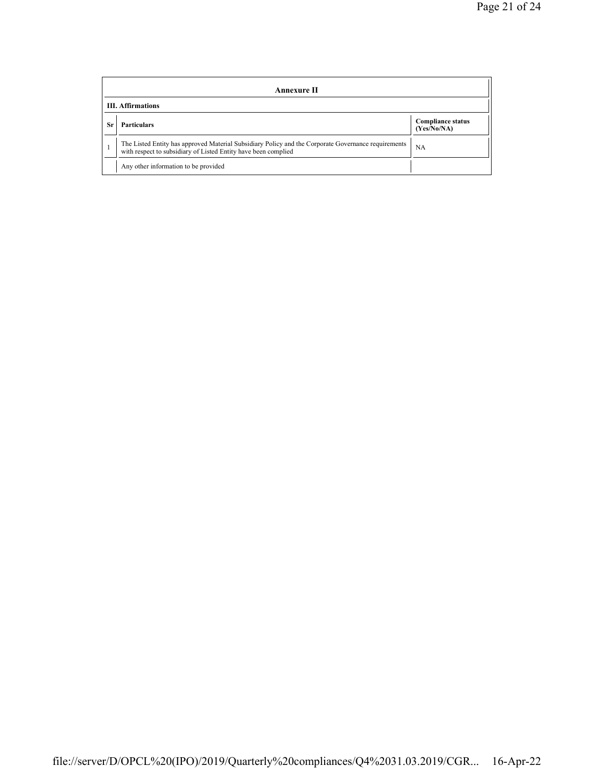| Annexure II | | |
|---|---|---|
| **III. Affirmations** | | |
| **Sr** | **Particulars** | **Compliance status (Yes/No/NA)** |
| 1 | The Listed Entity has approved Material Subsidiary Policy and the Corporate Governance requirements with respect to subsidiary of Listed Entity have been complied | NA |
| | Any other information to be provided | |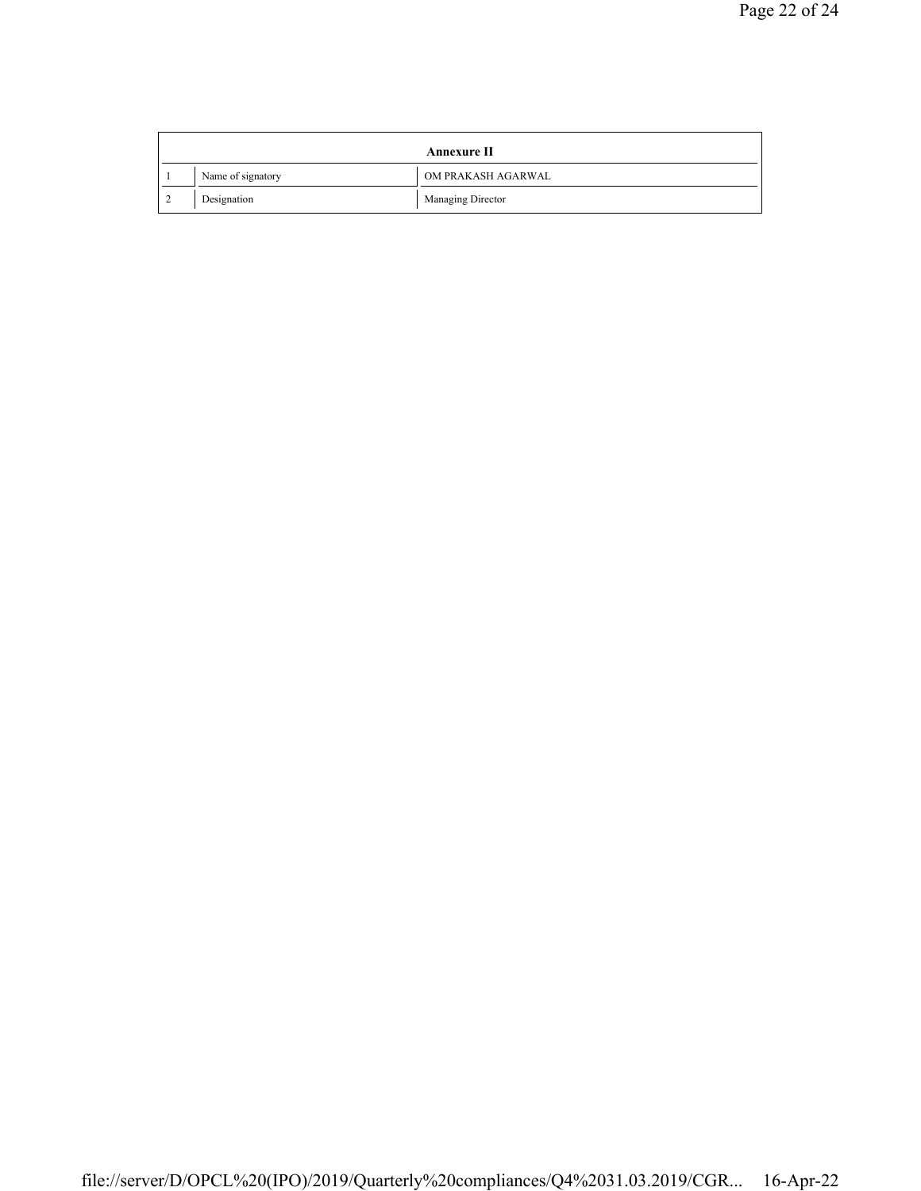| Annexure II | | |
|---|---|---|
| 1 | Name of signatory | OM PRAKASH AGARWAL |
| 2 | Designation | Managing Director |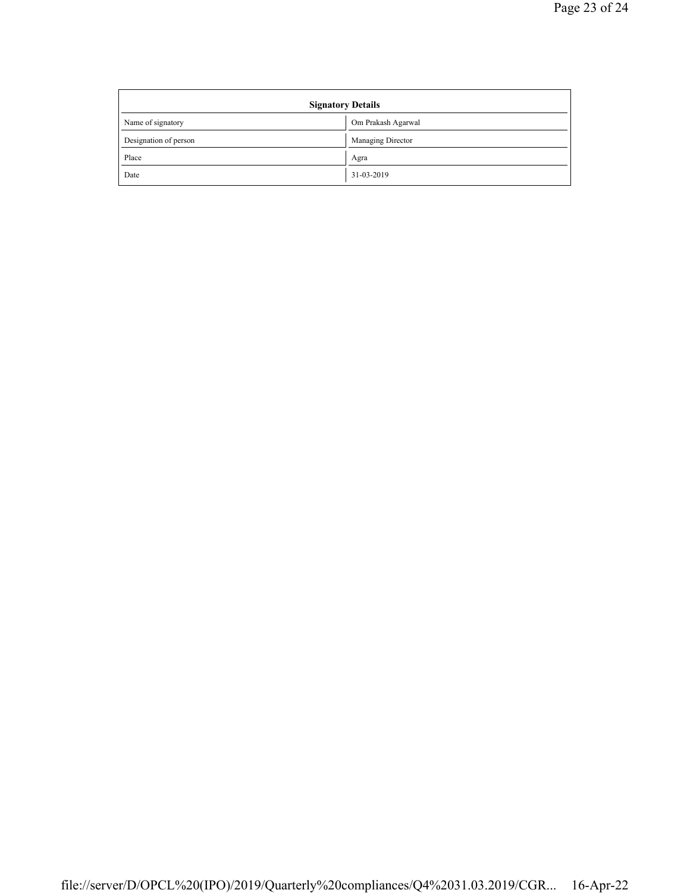| Signatory Details | |
| --- | --- |
| Name of signatory | Om Prakash Agarwal |
| Designation of person | Managing Director |
| Place | Agra |
| Date | 31-03-2019 |